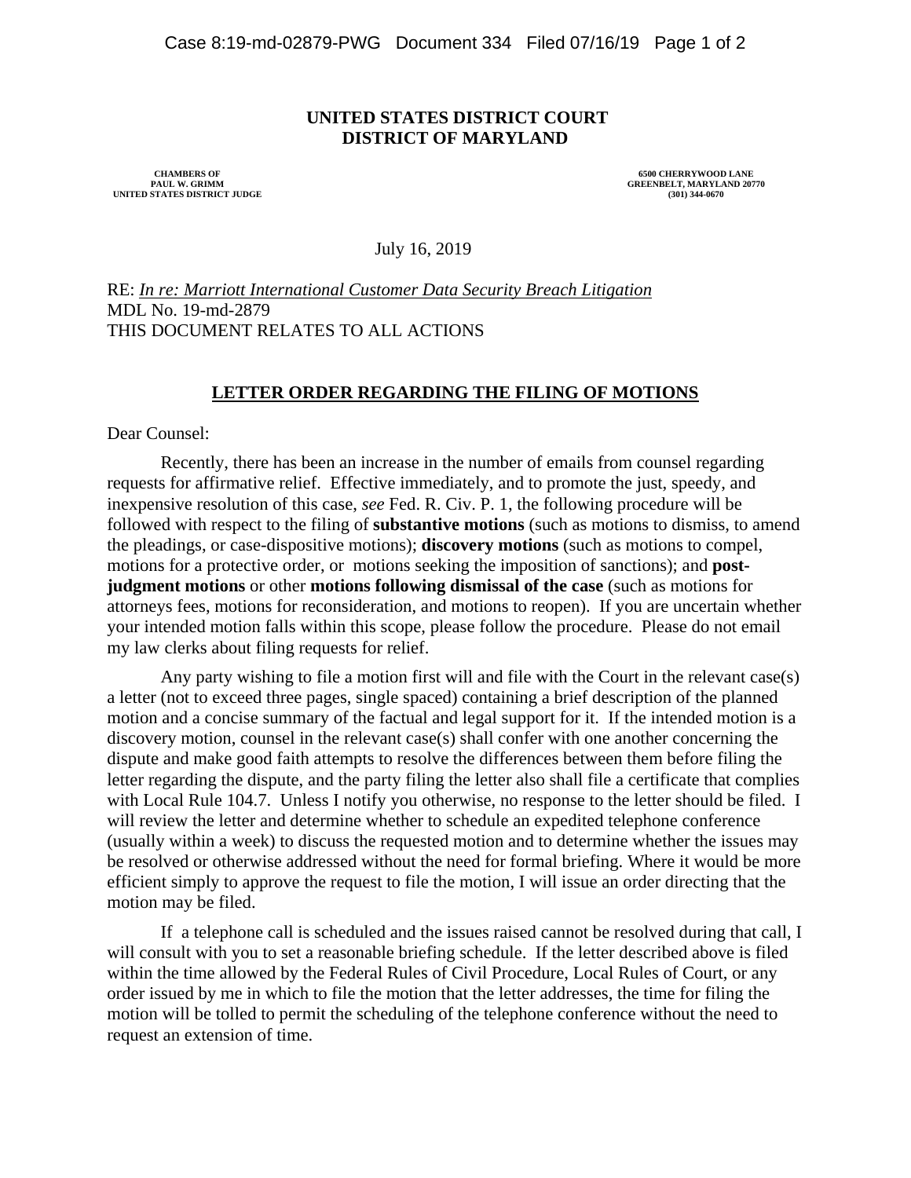**UNITED STATES DISTRICT COURT**
**DISTRICT OF MARYLAND**

CHAMBERS OF
PAUL W. GRIMM
UNITED STATES DISTRICT JUDGE

6500 CHERRYWOOD LANE
GREENBELT, MARYLAND 20770
(301) 344-0670

July 16, 2019

RE: *In re: Marriott International Customer Data Security Breach Litigation*
MDL No. 19-md-2879
THIS DOCUMENT RELATES TO ALL ACTIONS

**LETTER ORDER REGARDING THE FILING OF MOTIONS**

Dear Counsel:

Recently, there has been an increase in the number of emails from counsel regarding requests for affirmative relief. Effective immediately, and to promote the just, speedy, and inexpensive resolution of this case, *see* Fed. R. Civ. P. 1, the following procedure will be followed with respect to the filing of **substantive motions** (such as motions to dismiss, to amend the pleadings, or case-dispositive motions); **discovery motions** (such as motions to compel, motions for a protective order, or motions seeking the imposition of sanctions); and **post-judgment motions** or other **motions following dismissal of the case** (such as motions for attorneys fees, motions for reconsideration, and motions to reopen). If you are uncertain whether your intended motion falls within this scope, please follow the procedure. Please do not email my law clerks about filing requests for relief.

Any party wishing to file a motion first will and file with the Court in the relevant case(s) a letter (not to exceed three pages, single spaced) containing a brief description of the planned motion and a concise summary of the factual and legal support for it. If the intended motion is a discovery motion, counsel in the relevant case(s) shall confer with one another concerning the dispute and make good faith attempts to resolve the differences between them before filing the letter regarding the dispute, and the party filing the letter also shall file a certificate that complies with Local Rule 104.7. Unless I notify you otherwise, no response to the letter should be filed. I will review the letter and determine whether to schedule an expedited telephone conference (usually within a week) to discuss the requested motion and to determine whether the issues may be resolved or otherwise addressed without the need for formal briefing. Where it would be more efficient simply to approve the request to file the motion, I will issue an order directing that the motion may be filed.

If a telephone call is scheduled and the issues raised cannot be resolved during that call, I will consult with you to set a reasonable briefing schedule. If the letter described above is filed within the time allowed by the Federal Rules of Civil Procedure, Local Rules of Court, or any order issued by me in which to file the motion that the letter addresses, the time for filing the motion will be tolled to permit the scheduling of the telephone conference without the need to request an extension of time.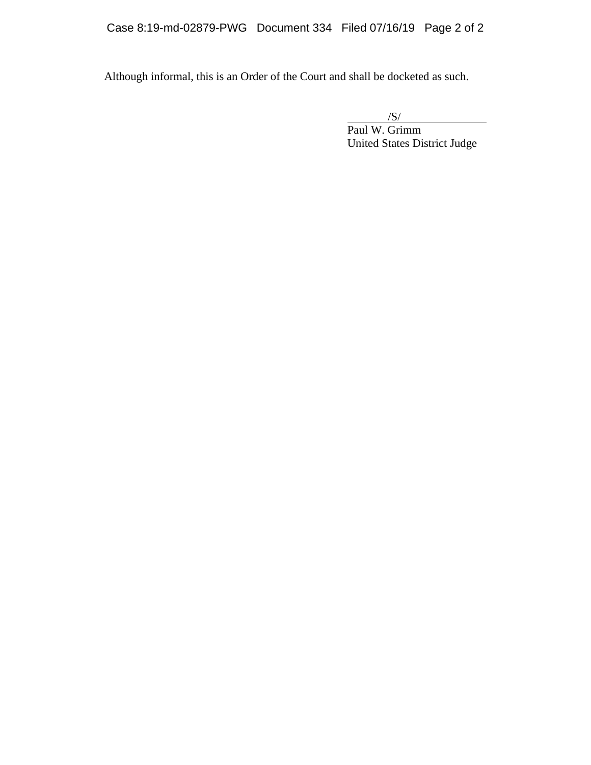Although informal, this is an Order of the Court and shall be docketed as such.

/S/

Paul W. Grimm
United States District Judge